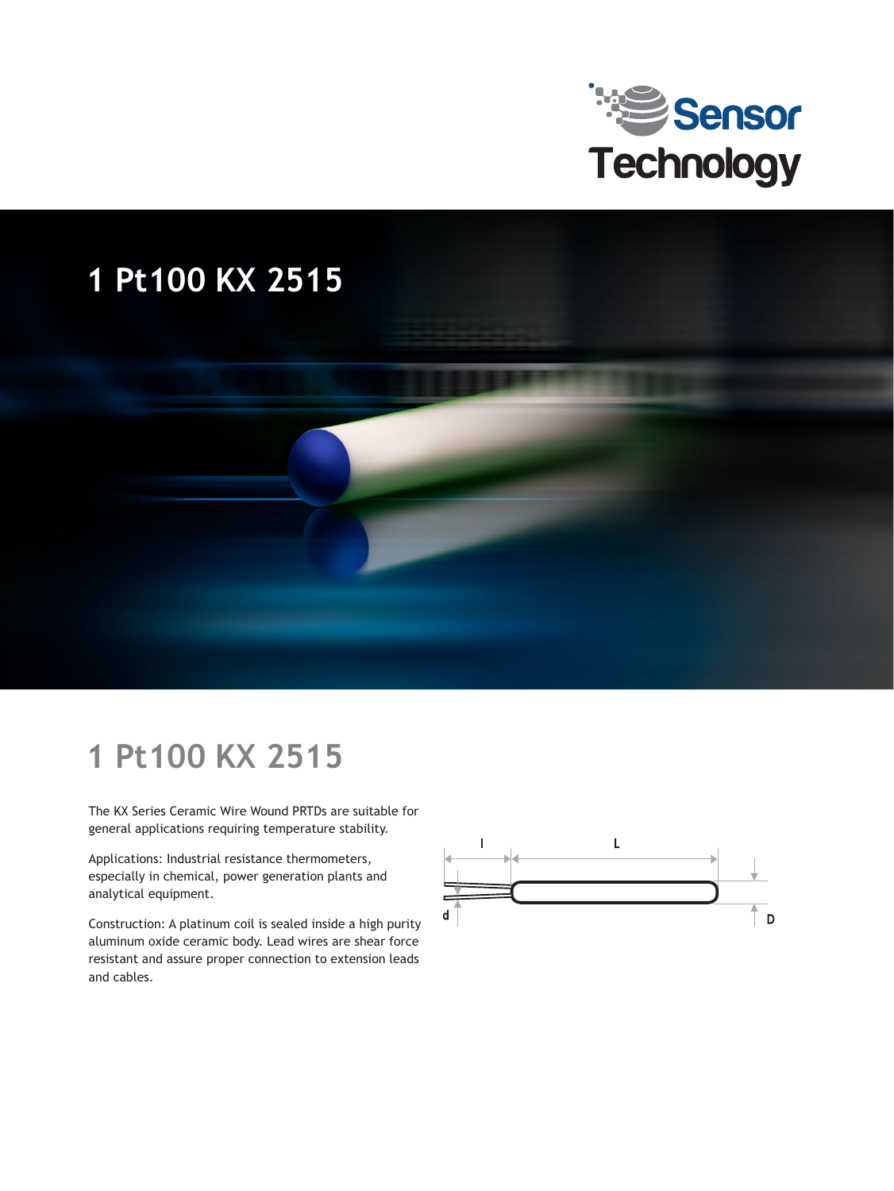Sensor Technology

# 1 Pt100 KX 2515

## 1 Pt100 KX 2515

The KX Series Ceramic Wire Wound PRTDs are suitable for general applications requiring temperature stability.

Applications: Industrial resistance thermometers, especially in chemical, power generation plants and analytical equipment.

Construction: A platinum coil is sealed inside a high purity aluminum oxide ceramic body. Lead wires are shear force resistant and assure proper connection to extension leads and cables.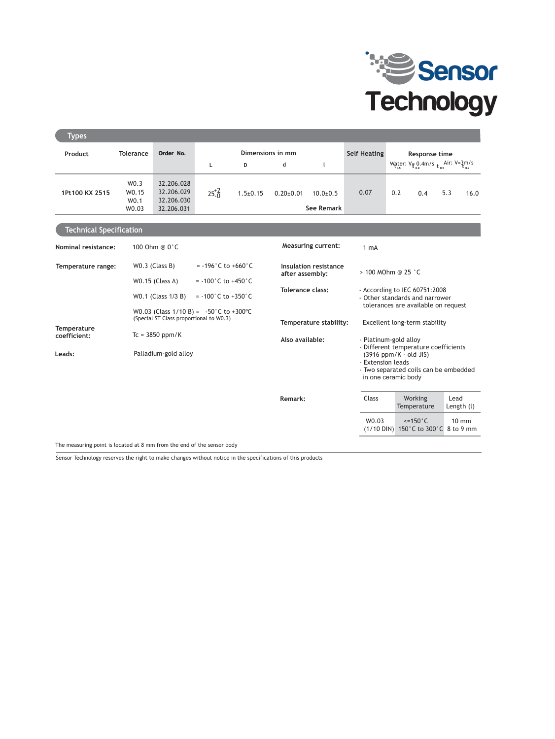Sensor Technology

## Types

| Product | Tolerance | Order No. | Dimensions in mm | | | | Self Heating | Response time | | | |
|---|---|---|---|---|---|---|---|---|---|---|---|
| | | | L | D | d | l | | Water: V = 0.4m/s $t_{0.5}$ | $t_{0.9}$ | Air: V=3m/s $t_{0.5}$ | $t_{0.9}$ |
| 1Pt100 KX 2515 | W0.3<br>W0.15<br>W0.1<br>W0.03 | 32.206.028<br>32.206.029<br>32.206.030<br>32.206.031 | $25^{+2}_{-0}$ | 1.5±0.15 | 0.20±0.01 | 10.0±0.5<br>See Remark | 0.07 | 0.2 | 0.4 | 5.3 | 16.0 |

## Technical Specification

**Nominal resistance:** 100 Ohm @ 0°C

**Temperature range:**
- W0.3 (Class B) = -196°C to +660°C
- W0.15 (Class A) = -100°C to +450°C
- W0.1 (Class 1/3 B) = -100°C to +350°C
- W0.03 (Class 1/10 B) = -50°C to +300°C
  (Special ST Class proportional to W0.3)

**Temperature coefficient:** Tc = 3850 ppm/K

**Leads:** Palladium-gold alloy

**Measuring current:** 1 mA

**Insulation resistance after assembly:** > 100 MOhm @ 25 °C

**Tolerance class:**
- According to IEC 60751:2008
- Other standards and narrower tolerances are available on request

**Temperature stability:** Excellent long-term stability

**Also available:**
- Platinum-gold alloy
- Different temperature coefficients (3916 ppm/K - old JIS)
- Extension leads
- Two separated coils can be embedded in one ceramic body

**Remark:**

| Class | Working Temperature | Lead Length (l) |
|---|---|---|
| W0.03<br>(1/10 DIN) | <=150°C<br>150°C to 300°C | 10 mm<br>8 to 9 mm |

The measuring point is located at 8 mm from the end of the sensor body

Sensor Technology reserves the right to make changes without notice in the specifications of this products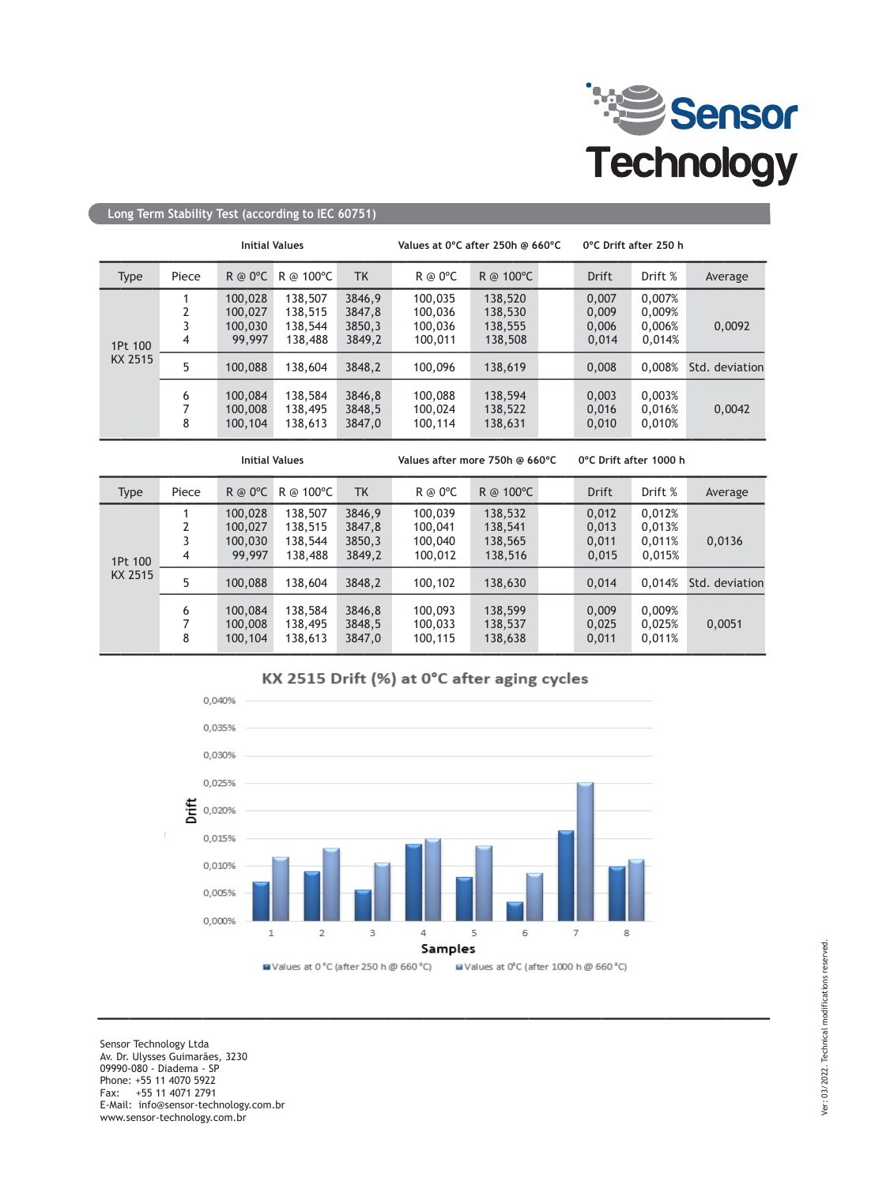Sensor Technology

## Long Term Stability Test (according to IEC 60751)

| | | Initial Values | | | Values at 0°C after 250h @ 660°C | | 0°C Drift after 250 h | | |
|---|---|---|---|---|---|---|---|---|---|
| Type | Piece | R @ 0°C | R @ 100°C | TK | R @ 0°C | R @ 100°C | Drift | Drift % | Average |
| 1Pt 100 KX 2515 | 1 | 100,028 | 138,507 | 3846,9 | 100,035 | 138,520 | 0,007 | 0,007% | |
| | 2 | 100,027 | 138,515 | 3847,8 | 100,036 | 138,530 | 0,009 | 0,009% | |
| | 3 | 100,030 | 138,544 | 3850,3 | 100,036 | 138,555 | 0,006 | 0,006% | 0,0092 |
| | 4 | 99,997 | 138,488 | 3849,2 | 100,011 | 138,508 | 0,014 | 0,014% | |
| | 5 | 100,088 | 138,604 | 3848,2 | 100,096 | 138,619 | 0,008 | 0,008% | Std. deviation |
| | 6 | 100,084 | 138,584 | 3846,8 | 100,088 | 138,594 | 0,003 | 0,003% | |
| | 7 | 100,008 | 138,495 | 3848,5 | 100,024 | 138,522 | 0,016 | 0,016% | 0,0042 |
| | 8 | 100,104 | 138,613 | 3847,0 | 100,114 | 138,631 | 0,010 | 0,010% | |

| | | Initial Values | | | Values after more 750h @ 660°C | | 0°C Drift after 1000 h | | |
|---|---|---|---|---|---|---|---|---|---|
| Type | Piece | R @ 0°C | R @ 100°C | TK | R @ 0°C | R @ 100°C | Drift | Drift % | Average |
| 1Pt 100 KX 2515 | 1 | 100,028 | 138,507 | 3846,9 | 100,039 | 138,532 | 0,012 | 0,012% | |
| | 2 | 100,027 | 138,515 | 3847,8 | 100,041 | 138,541 | 0,013 | 0,013% | |
| | 3 | 100,030 | 138,544 | 3850,3 | 100,040 | 138,565 | 0,011 | 0,011% | 0,0136 |
| | 4 | 99,997 | 138,488 | 3849,2 | 100,012 | 138,516 | 0,015 | 0,015% | |
| | 5 | 100,088 | 138,604 | 3848,2 | 100,102 | 138,630 | 0,014 | 0,014% | Std. deviation |
| | 6 | 100,084 | 138,584 | 3846,8 | 100,093 | 138,599 | 0,009 | 0,009% | |
| | 7 | 100,008 | 138,495 | 3848,5 | 100,033 | 138,537 | 0,025 | 0,025% | 0,0051 |
| | 8 | 100,104 | 138,613 | 3847,0 | 100,115 | 138,638 | 0,011 | 0,011% | |

KX 2515 Drift (%) at 0°C after aging cycles

Drift

0,040%
0,035%
0,030%
0,025%
0,020%
0,015%
0,010%
0,005%
0,000%

1 2 3 4 5 6 7 8

Samples

Values at 0 °C (after 250 h @ 660 °C) Values at 0°C (after 1000 h @ 660 °C)

Sensor Technology Ltda
Av. Dr. Ulysses Guimarães, 3230
09990-080 - Diadema - SP
Phone: +55 11 4070 5922
Fax: +55 11 4071 2791
E-Mail: info@sensor-technology.com.br
www.sensor-technology.com.br

Ver: 03/2022. Technical modifications reserved.